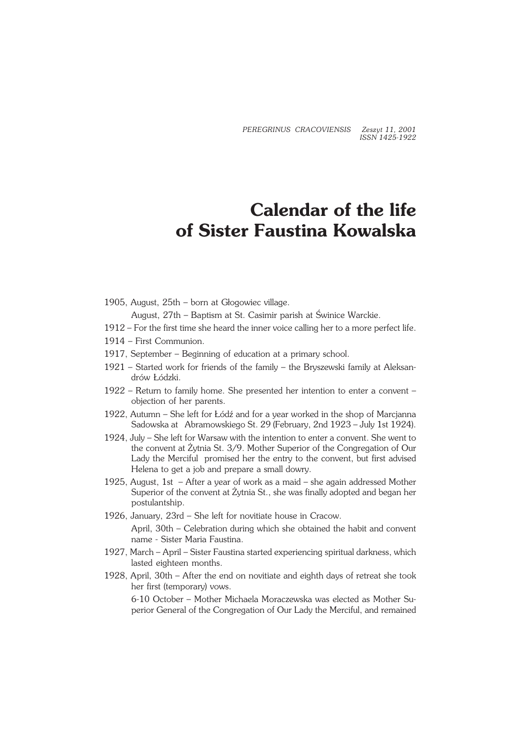# Calendar of the life of Sister Faustina Kowalska

1905, August, 25th – born at Głogowiec village.

August, 27th – Baptism at St. Casimir parish at Świnice Warckie.

1912 – For the first time she heard the inner voice calling her to a more perfect life.

1914 – First Communion.

1917, September – Beginning of education at a primary school.

1921 – Started work for friends of the family – the Bryszewski family at Aleksandrów Łódzki.

1922 – Return to family home. She presented her intention to enter a convent – objection of her parents.

1922, Autumn – She left for Łódź and for a year worked in the shop of Marcjanna Sadowska at Abramowskiego St. 29 (February, 2nd 1923 – July 1st 1924).

1924, July – She left for Warsaw with the intention to enter a convent. She went to the convent at Żytnia St. 3/9. Mother Superior of the Congregation of Our Lady the Merciful promised her the entry to the convent, but first advised Helena to get a job and prepare a small dowry.

1925, August, 1st – After a year of work as a maid – she again addressed Mother Superior of the convent at Żytnia St., she was finally adopted and began her postulantship.

1926, January, 23rd – She left for novitiate house in Cracow.

April, 30th – Celebration during which she obtained the habit and convent name - Sister Maria Faustina.

1927, March – April – Sister Faustina started experiencing spiritual darkness, which lasted eighteen months.

1928, April, 30th – After the end on novitiate and eighth days of retreat she took her first (temporary) vows.

6-10 October – Mother Michaela Moraczewska was elected as Mother Superior General of the Congregation of Our Lady the Merciful, and remained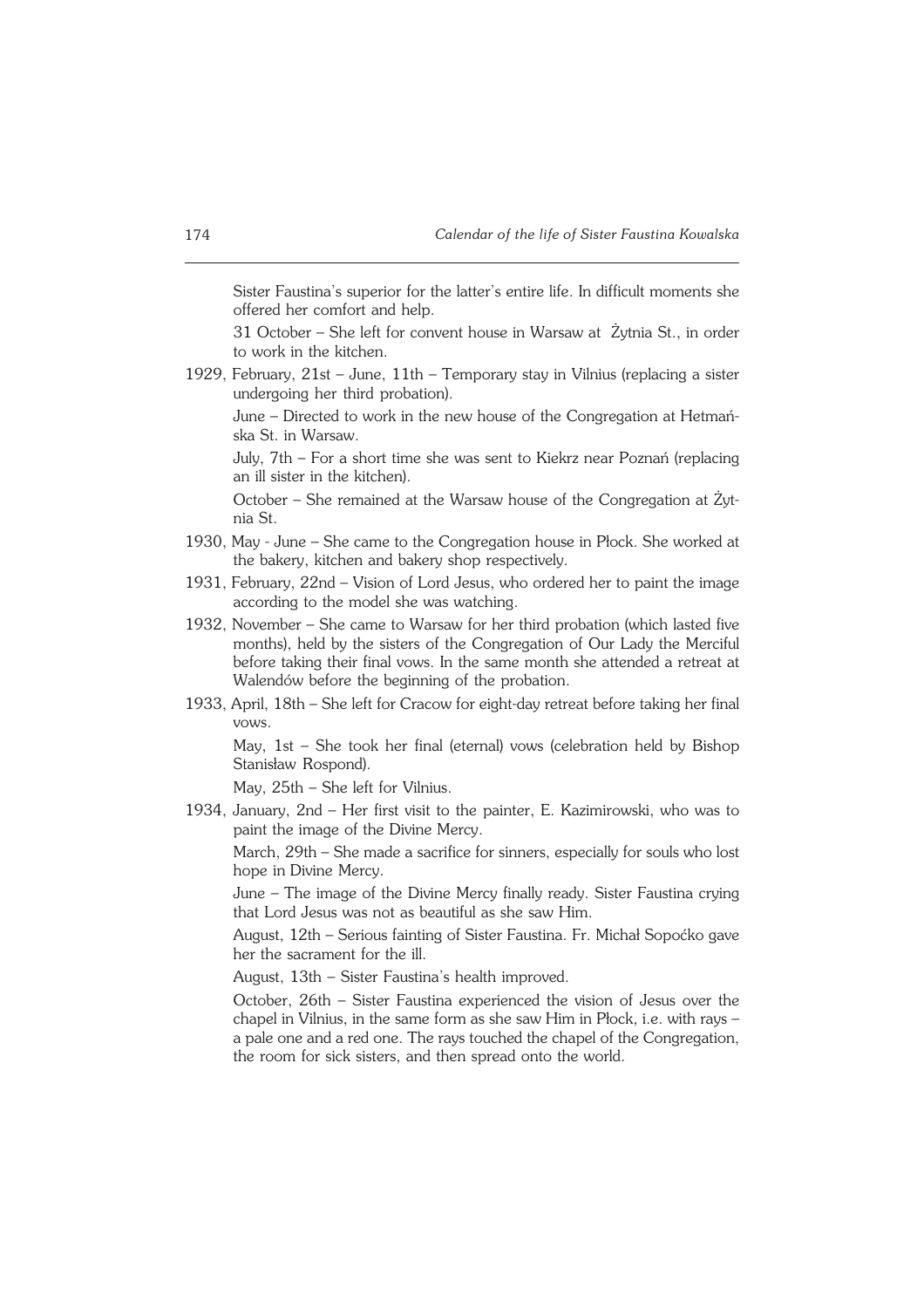Sister Faustina's superior for the latter's entire life. In difficult moments she offered her comfort and help.

31 October – She left for convent house in Warsaw at Żytnia St., in order to work in the kitchen.

1929, February, 21st – June, 11th – Temporary stay in Vilnius (replacing a sister undergoing her third probation).

June – Directed to work in the new house of the Congregation at Hetmańska St. in Warsaw.

July, 7th – For a short time she was sent to Kiekrz near Poznań (replacing an ill sister in the kitchen).

October – She remained at the Warsaw house of the Congregation at Żytnia St.

1930, May - June – She came to the Congregation house in Płock. She worked at the bakery, kitchen and bakery shop respectively.

1931, February, 22nd – Vision of Lord Jesus, who ordered her to paint the image according to the model she was watching.

1932, November – She came to Warsaw for her third probation (which lasted five months), held by the sisters of the Congregation of Our Lady the Merciful before taking their final vows. In the same month she attended a retreat at Walendów before the beginning of the probation.

1933, April, 18th – She left for Cracow for eight-day retreat before taking her final vows.

May, 1st – She took her final (eternal) vows (celebration held by Bishop Stanisław Rospond).

May, 25th – She left for Vilnius.

1934, January, 2nd – Her first visit to the painter, E. Kazimirowski, who was to paint the image of the Divine Mercy.

March, 29th – She made a sacrifice for sinners, especially for souls who lost hope in Divine Mercy.

June – The image of the Divine Mercy finally ready. Sister Faustina crying that Lord Jesus was not as beautiful as she saw Him.

August, 12th – Serious fainting of Sister Faustina. Fr. Michał Sopoćko gave her the sacrament for the ill.

August, 13th – Sister Faustina's health improved.

October, 26th – Sister Faustina experienced the vision of Jesus over the chapel in Vilnius, in the same form as she saw Him in Płock, i.e. with rays – a pale one and a red one. The rays touched the chapel of the Congregation, the room for sick sisters, and then spread onto the world.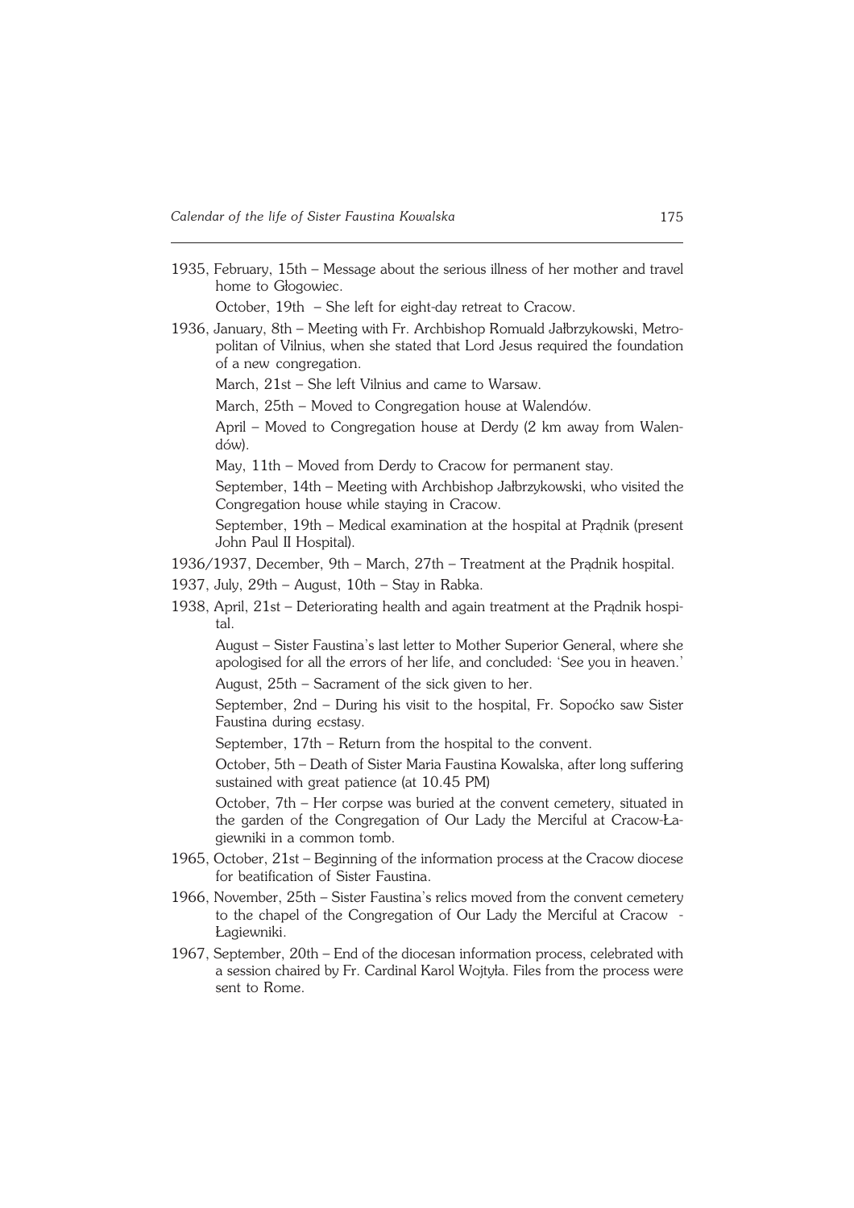1935, February, 15th – Message about the serious illness of her mother and travel home to Głogowiec.

October, 19th – She left for eight-day retreat to Cracow.

1936, January, 8th – Meeting with Fr. Archbishop Romuald Jałbrzykowski, Metropolitan of Vilnius, when she stated that Lord Jesus required the foundation of a new congregation.

March, 21st – She left Vilnius and came to Warsaw.

March, 25th – Moved to Congregation house at Walendów.

April – Moved to Congregation house at Derdy (2 km away from Walendów).

May, 11th – Moved from Derdy to Cracow for permanent stay.

September, 14th – Meeting with Archbishop Jałbrzykowski, who visited the Congregation house while staying in Cracow.

September, 19th – Medical examination at the hospital at Prądnik (present John Paul II Hospital).

1936/1937, December, 9th – March, 27th – Treatment at the Prądnik hospital.

1937, July, 29th – August, 10th – Stay in Rabka.

1938, April, 21st – Deteriorating health and again treatment at the Prądnik hospital.

August – Sister Faustina's last letter to Mother Superior General, where she apologised for all the errors of her life, and concluded: 'See you in heaven.'

August, 25th – Sacrament of the sick given to her.

September, 2nd – During his visit to the hospital, Fr. Sopoćko saw Sister Faustina during ecstasy.

September, 17th – Return from the hospital to the convent.

October, 5th – Death of Sister Maria Faustina Kowalska, after long suffering sustained with great patience (at 10.45 PM)

October, 7th – Her corpse was buried at the convent cemetery, situated in the garden of the Congregation of Our Lady the Merciful at Cracow-Łagiewniki in a common tomb.

1965, October, 21st – Beginning of the information process at the Cracow diocese for beatification of Sister Faustina.

1966, November, 25th – Sister Faustina's relics moved from the convent cemetery to the chapel of the Congregation of Our Lady the Merciful at Cracow - Łagiewniki.

1967, September, 20th – End of the diocesan information process, celebrated with a session chaired by Fr. Cardinal Karol Wojtyła. Files from the process were sent to Rome.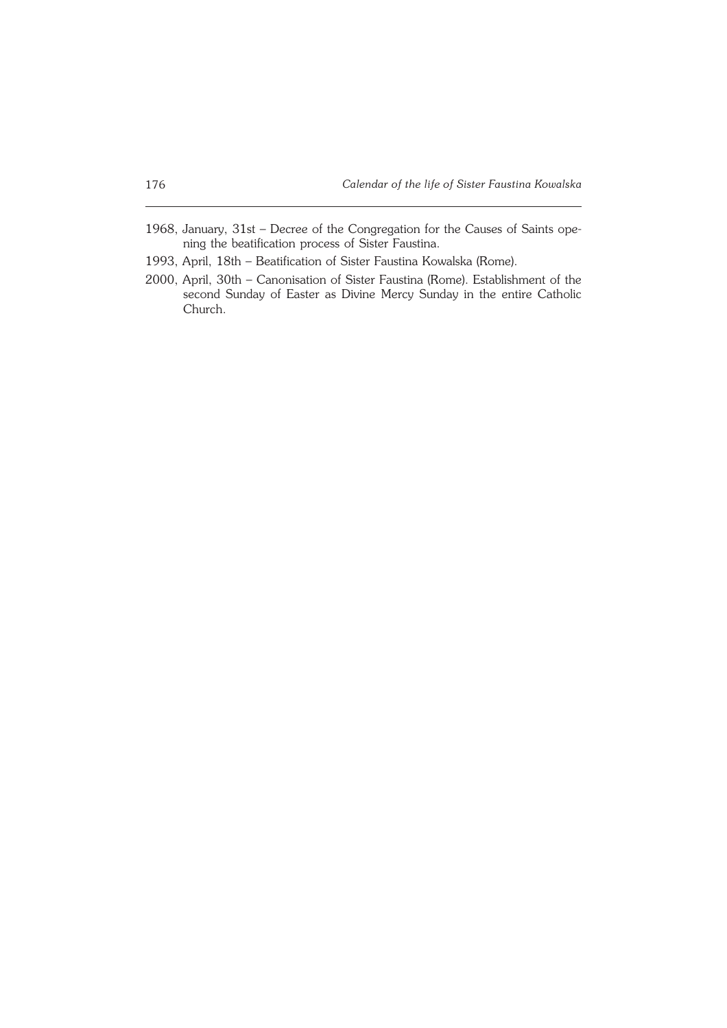1968, January, 31st – Decree of the Congregation for the Causes of Saints opening the beatification process of Sister Faustina.

1993, April, 18th – Beatification of Sister Faustina Kowalska (Rome).

2000, April, 30th – Canonisation of Sister Faustina (Rome). Establishment of the second Sunday of Easter as Divine Mercy Sunday in the entire Catholic Church.